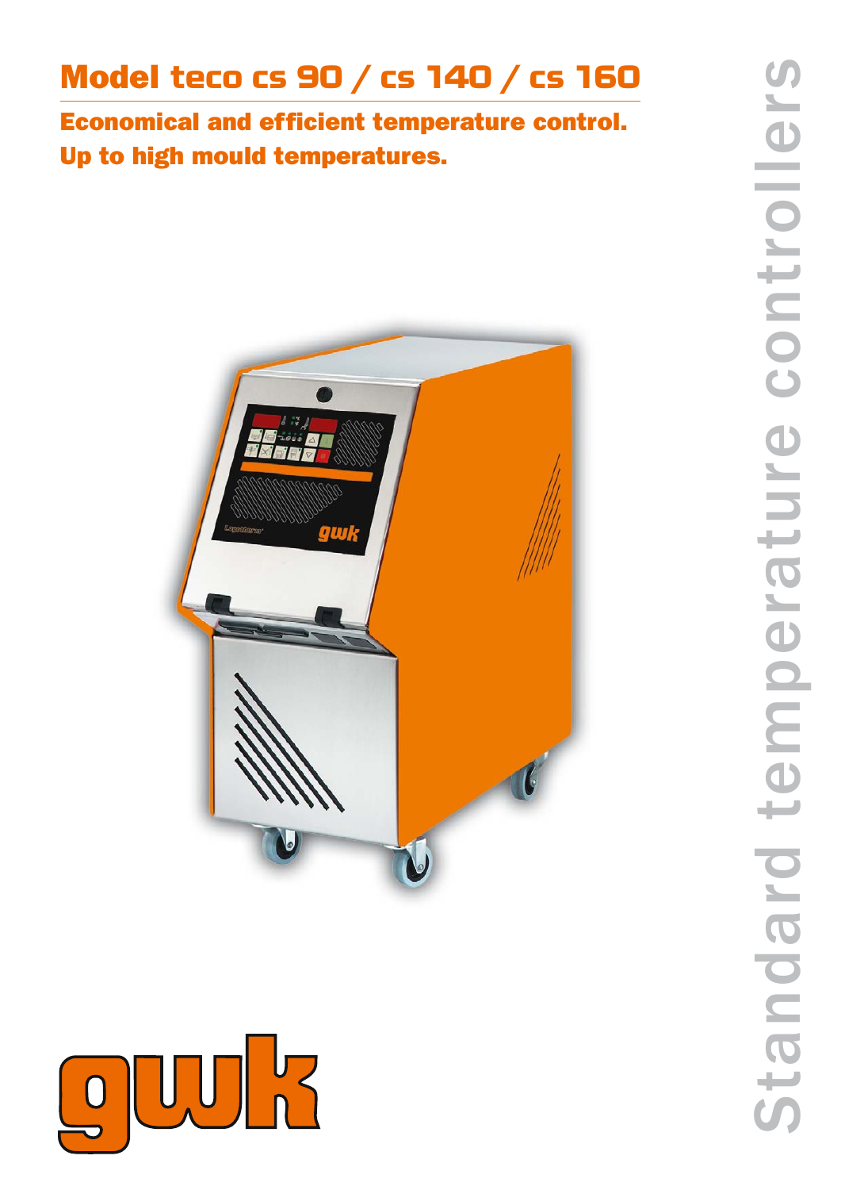# Model teco cs 90 / cs 140 / cs 160

**Economical and efficient temperature control.**
**Up to high mould temperatures.**

Standard temperature controllers

gwk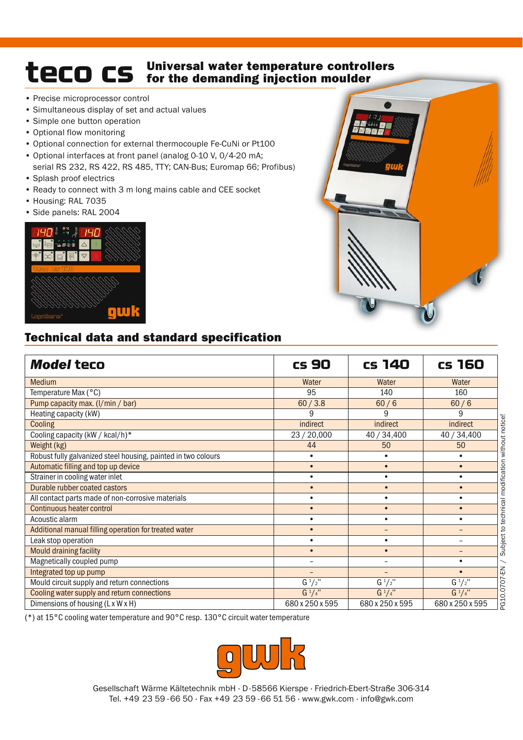# teco cs Universal water temperature controllers for the demanding injection moulder

- Precise microprocessor control
- Simultaneous display of set and actual values
- Simple one button operation
- Optional flow monitoring
- Optional connection for external thermocouple Fe-CuNi or Pt100
- Optional interfaces at front panel (analog 0-10 V, 0/4-20 mA; serial RS 232, RS 422, RS 485, TTY; CAN-Bus; Euromap 66; Profibus)
- Splash proof electrics
- Ready to connect with 3 m long mains cable and CEE socket
- Housing: RAL 7035
- Side panels: RAL 2004

## Technical data and standard specification

| ***Model*** **teco** | **cs 90** | **cs 140** | **cs 160** |
|---|---|---|---|
| Medium | Water | Water | Water |
| Temperature Max (°C) | 95 | 140 | 160 |
| Pump capacity max. (l/min / bar) | 60 / 3.8 | 60 / 6 | 60 / 6 |
| Heating capacity (kW) | 9 | 9 | 9 |
| Cooling | indirect | indirect | indirect |
| Cooling capacity (kW / kcal/h)* | 23 / 20,000 | 40 / 34,400 | 40 / 34,400 |
| Weight (kg) | 44 | 50 | 50 |
| Robust fully galvanized steel housing, painted in two colours | • | • | • |
| Automatic filling and top up device | • | • | • |
| Strainer in cooling water inlet | • | • | • |
| Durable rubber coated castors | • | • | • |
| All contact parts made of non-corrosive materials | • | • | • |
| Continuous heater control | • | • | • |
| Acoustic alarm | • | • | • |
| Additional manual filling operation for treated water | • | – | – |
| Leak stop operation | • | • | – |
| Mould draining facility | • | • | – |
| Magnetically coupled pump | – | – | • |
| Integrated top up pump | – | – | • |
| Mould circuit supply and return connections | G 1/2" | G 1/2" | G 1/2" |
| Cooling water supply and return connections | G 1/4" | G 1/4" | G 1/4" |
| Dimensions of housing (L x W x H) | 680 x 250 x 595 | 680 x 250 x 595 | 680 x 250 x 595 |

(*) at 15°C cooling water temperature and 90°C resp. 130°C circuit water temperature

PG10.0707-EN / Subject to technical modification without notice!

gwk

Gesellschaft Wärme Kältetechnik mbH · D-58566 Kierspe · Friedrich-Ebert-Straße 306-314
Tel. +49 23 59 - 66 50 · Fax +49 23 59 - 66 51 56 · www.gwk.com · info@gwk.com